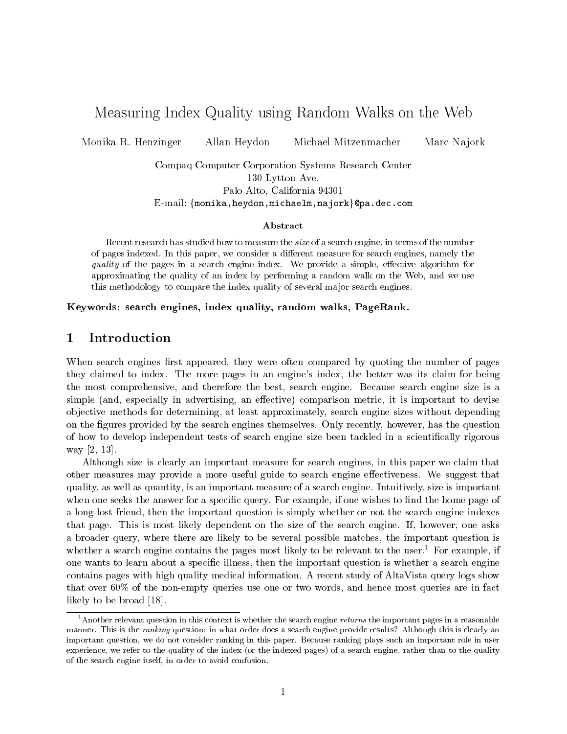# Measuring Index Quality using Random Walks on the Web

Monika R. Henzinger Allan Heydon Michael Mitzenmacher Marc Najork

Compaq Computer Corporation Systems Research Center
130 Lytton Ave.
Palo Alto, California 94301
E-mail: {monika,heydon,michaelm,najork}@pa.dec.com

### Abstract

Recent research has studied how to measure the *size* of a search engine, in terms of the number of pages indexed. In this paper, we consider a different measure for search engines, namely the *quality* of the pages in a search engine index. We provide a simple, effective algorithm for approximating the quality of an index by performing a random walk on the Web, and we use this methodology to compare the index quality of several major search engines.

**Keywords: search engines, index quality, random walks, PageRank.**

## 1 Introduction

When search engines first appeared, they were often compared by quoting the number of pages they claimed to index. The more pages in an engine's index, the better was its claim for being the most comprehensive, and therefore the best, search engine. Because search engine size is a simple (and, especially in advertising, an effective) comparison metric, it is important to devise objective methods for determining, at least approximately, search engine sizes without depending on the figures provided by the search engines themselves. Only recently, however, has the question of how to develop independent tests of search engine size been tackled in a scientifically rigorous way [2, 13].

Although size is clearly an important measure for search engines, in this paper we claim that other measures may provide a more useful guide to search engine effectiveness. We suggest that quality, as well as quantity, is an important measure of a search engine. Intuitively, size is important when one seeks the answer for a specific query. For example, if one wishes to find the home page of a long-lost friend, then the important question is simply whether or not the search engine indexes that page. This is most likely dependent on the size of the search engine. If, however, one asks a broader query, where there are likely to be several possible matches, the important question is whether a search engine contains the pages most likely to be relevant to the user.[1] For example, if one wants to learn about a specific illness, then the important question is whether a search engine contains pages with high quality medical information. A recent study of AltaVista query logs show that over 60% of the non-empty queries use one or two words, and hence most queries are in fact likely to be broad [18].

[1] Another relevant question in this context is whether the search engine *returns* the important pages in a reasonable manner. This is the *ranking* question: in what order does a search engine provide results? Although this is clearly an important question, we do not consider ranking in this paper. Because ranking plays such an important role in user experience, we refer to the quality of the index (or the indexed pages) of a search engine, rather than to the quality of the search engine itself, in order to avoid confusion.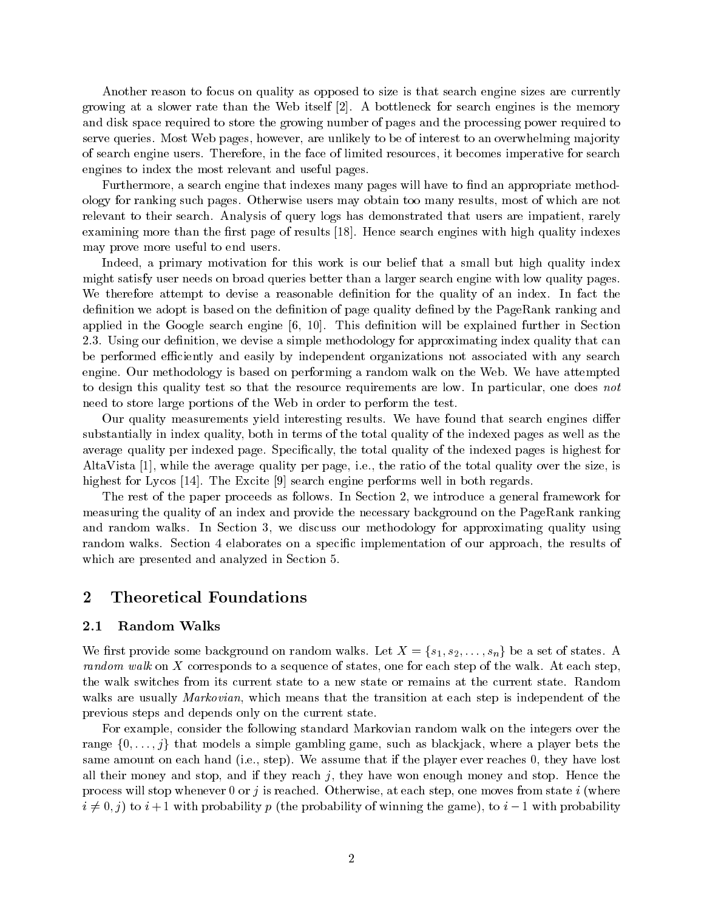Another reason to focus on quality as opposed to size is that search engine sizes are currently growing at a slower rate than the Web itself [2]. A bottleneck for search engines is the memory and disk space required to store the growing number of pages and the processing power required to serve queries. Most Web pages, however, are unlikely to be of interest to an overwhelming majority of search engine users. Therefore, in the face of limited resources, it becomes imperative for search engines to index the most relevant and useful pages.

Furthermore, a search engine that indexes many pages will have to find an appropriate methodology for ranking such pages. Otherwise users may obtain too many results, most of which are not relevant to their search. Analysis of query logs has demonstrated that users are impatient, rarely examining more than the first page of results [18]. Hence search engines with high quality indexes may prove more useful to end users.

Indeed, a primary motivation for this work is our belief that a small but high quality index might satisfy user needs on broad queries better than a larger search engine with low quality pages. We therefore attempt to devise a reasonable definition for the quality of an index. In fact the definition we adopt is based on the definition of page quality defined by the PageRank ranking and applied in the Google search engine [6, 10]. This definition will be explained further in Section 2.3. Using our definition, we devise a simple methodology for approximating index quality that can be performed efficiently and easily by independent organizations not associated with any search engine. Our methodology is based on performing a random walk on the Web. We have attempted to design this quality test so that the resource requirements are low. In particular, one does *not* need to store large portions of the Web in order to perform the test.

Our quality measurements yield interesting results. We have found that search engines differ substantially in index quality, both in terms of the total quality of the indexed pages as well as the average quality per indexed page. Specifically, the total quality of the indexed pages is highest for AltaVista [1], while the average quality per page, i.e., the ratio of the total quality over the size, is highest for Lycos [14]. The Excite [9] search engine performs well in both regards.

The rest of the paper proceeds as follows. In Section 2, we introduce a general framework for measuring the quality of an index and provide the necessary background on the PageRank ranking and random walks. In Section 3, we discuss our methodology for approximating quality using random walks. Section 4 elaborates on a specific implementation of our approach, the results of which are presented and analyzed in Section 5.

## 2 Theoretical Foundations

### 2.1 Random Walks

We first provide some background on random walks. Let $X = \{s_1, s_2, \ldots, s_n\}$ be a set of states. A *random walk* on $X$ corresponds to a sequence of states, one for each step of the walk. At each step, the walk switches from its current state to a new state or remains at the current state. Random walks are usually *Markovian*, which means that the transition at each step is independent of the previous steps and depends only on the current state.

For example, consider the following standard Markovian random walk on the integers over the range $\{0, \ldots, j\}$ that models a simple gambling game, such as blackjack, where a player bets the same amount on each hand (i.e., step). We assume that if the player ever reaches 0, they have lost all their money and stop, and if they reach $j$, they have won enough money and stop. Hence the process will stop whenever 0 or $j$ is reached. Otherwise, at each step, one moves from state $i$ (where $i \neq 0, j$) to $i + 1$ with probability $p$ (the probability of winning the game), to $i - 1$ with probability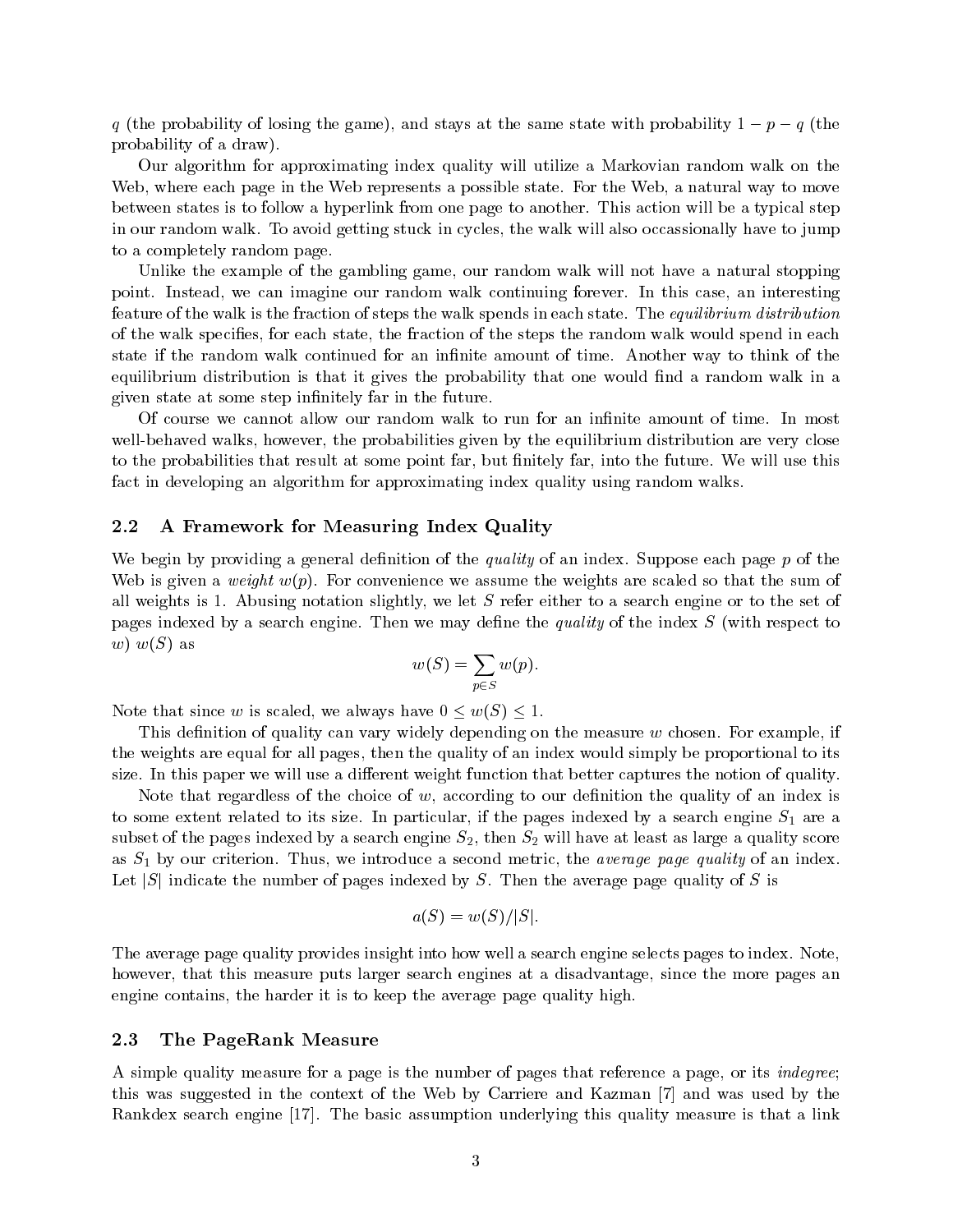$q$ (the probability of losing the game), and stays at the same state with probability $1 - p - q$ (the probability of a draw).

Our algorithm for approximating index quality will utilize a Markovian random walk on the Web, where each page in the Web represents a possible state. For the Web, a natural way to move between states is to follow a hyperlink from one page to another. This action will be a typical step in our random walk. To avoid getting stuck in cycles, the walk will also occassionally have to jump to a completely random page.

Unlike the example of the gambling game, our random walk will not have a natural stopping point. Instead, we can imagine our random walk continuing forever. In this case, an interesting feature of the walk is the fraction of steps the walk spends in each state. The *equilibrium distribution* of the walk specifies, for each state, the fraction of the steps the random walk would spend in each state if the random walk continued for an infinite amount of time. Another way to think of the equilibrium distribution is that it gives the probability that one would find a random walk in a given state at some step infinitely far in the future.

Of course we cannot allow our random walk to run for an infinite amount of time. In most well-behaved walks, however, the probabilities given by the equilibrium distribution are very close to the probabilities that result at some point far, but finitely far, into the future. We will use this fact in developing an algorithm for approximating index quality using random walks.

## 2.2 A Framework for Measuring Index Quality

We begin by providing a general definition of the *quality* of an index. Suppose each page $p$ of the Web is given a *weight* $w(p)$. For convenience we assume the weights are scaled so that the sum of all weights is 1. Abusing notation slightly, we let $S$ refer either to a search engine or to the set of pages indexed by a search engine. Then we may define the *quality* of the index $S$ (with respect to $w$) $w(S)$ as

$$w(S) = \sum_{p \in S} w(p).$$

Note that since $w$ is scaled, we always have $0 \leq w(S) \leq 1$.

This definition of quality can vary widely depending on the measure $w$ chosen. For example, if the weights are equal for all pages, then the quality of an index would simply be proportional to its size. In this paper we will use a different weight function that better captures the notion of quality.

Note that regardless of the choice of $w$, according to our definition the quality of an index is to some extent related to its size. In particular, if the pages indexed by a search engine $S_1$ are a subset of the pages indexed by a search engine $S_2$, then $S_2$ will have at least as large a quality score as $S_1$ by our criterion. Thus, we introduce a second metric, the *average page quality* of an index. Let $|S|$ indicate the number of pages indexed by $S$. Then the average page quality of $S$ is

$$a(S) = w(S)/|S|.$$

The average page quality provides insight into how well a search engine selects pages to index. Note, however, that this measure puts larger search engines at a disadvantage, since the more pages an engine contains, the harder it is to keep the average page quality high.

## 2.3 The PageRank Measure

A simple quality measure for a page is the number of pages that reference a page, or its *indegree*; this was suggested in the context of the Web by Carriere and Kazman [7] and was used by the Rankdex search engine [17]. The basic assumption underlying this quality measure is that a link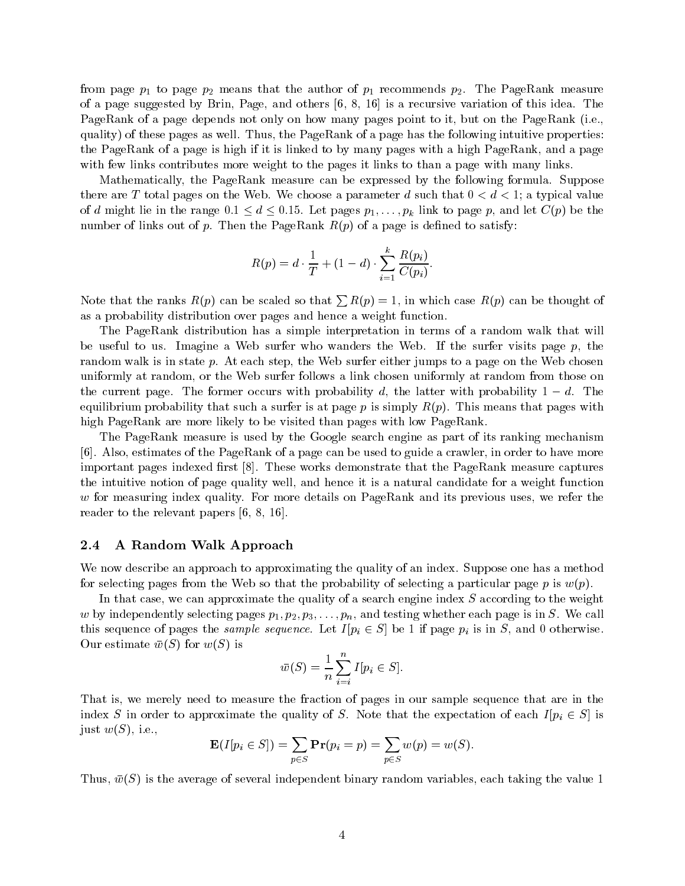from page $p_1$ to page $p_2$ means that the author of $p_1$ recommends $p_2$. The PageRank measure of a page suggested by Brin, Page, and others [6, 8, 16] is a recursive variation of this idea. The PageRank of a page depends not only on how many pages point to it, but on the PageRank (i.e., quality) of these pages as well. Thus, the PageRank of a page has the following intuitive properties: the PageRank of a page is high if it is linked to by many pages with a high PageRank, and a page with few links contributes more weight to the pages it links to than a page with many links.

Mathematically, the PageRank measure can be expressed by the following formula. Suppose there are $T$ total pages on the Web. We choose a parameter $d$ such that $0 < d < 1$; a typical value of $d$ might lie in the range $0.1 \le d \le 0.15$. Let pages $p_1, \ldots, p_k$ link to page $p$, and let $C(p)$ be the number of links out of $p$. Then the PageRank $R(p)$ of a page is defined to satisfy:

$$R(p) = d \cdot \frac{1}{T} + (1 - d) \cdot \sum_{i=1}^{k} \frac{R(p_i)}{C(p_i)}.$$

Note that the ranks $R(p)$ can be scaled so that $\sum R(p) = 1$, in which case $R(p)$ can be thought of as a probability distribution over pages and hence a weight function.

The PageRank distribution has a simple interpretation in terms of a random walk that will be useful to us. Imagine a Web surfer who wanders the Web. If the surfer visits page $p$, the random walk is in state $p$. At each step, the Web surfer either jumps to a page on the Web chosen uniformly at random, or the Web surfer follows a link chosen uniformly at random from those on the current page. The former occurs with probability $d$, the latter with probability $1 - d$. The equilibrium probability that such a surfer is at page $p$ is simply $R(p)$. This means that pages with high PageRank are more likely to be visited than pages with low PageRank.

The PageRank measure is used by the Google search engine as part of its ranking mechanism [6]. Also, estimates of the PageRank of a page can be used to guide a crawler, in order to have more important pages indexed first [8]. These works demonstrate that the PageRank measure captures the intuitive notion of page quality well, and hence it is a natural candidate for a weight function $w$ for measuring index quality. For more details on PageRank and its previous uses, we refer the reader to the relevant papers [6, 8, 16].

### 2.4 A Random Walk Approach

We now describe an approach to approximating the quality of an index. Suppose one has a method for selecting pages from the Web so that the probability of selecting a particular page $p$ is $w(p)$.

In that case, we can approximate the quality of a search engine index $S$ according to the weight $w$ by independently selecting pages $p_1, p_2, p_3, \ldots, p_n$, and testing whether each page is in $S$. We call this sequence of pages the *sample sequence*. Let $I[p_i \in S]$ be 1 if page $p_i$ is in $S$, and 0 otherwise. Our estimate $\bar{w}(S)$ for $w(S)$ is

$$\bar{w}(S) = \frac{1}{n} \sum_{i=i}^{n} I[p_i \in S].$$

That is, we merely need to measure the fraction of pages in our sample sequence that are in the index $S$ in order to approximate the quality of $S$. Note that the expectation of each $I[p_i \in S]$ is just $w(S)$, i.e.,

$$\mathbf{E}(I[p_i \in S]) = \sum_{p \in S} \mathbf{Pr}(p_i = p) = \sum_{p \in S} w(p) = w(S).$$

Thus, $\bar{w}(S)$ is the average of several independent binary random variables, each taking the value 1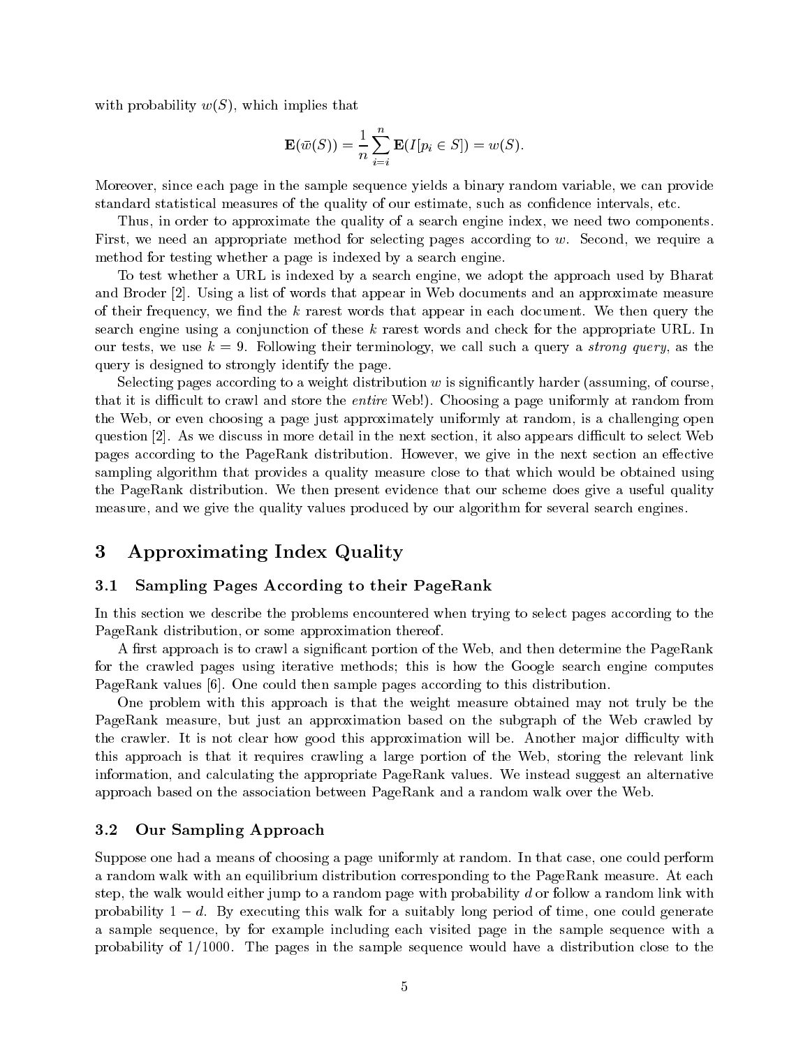with probability $w(S)$, which implies that

$$\mathbf{E}(\bar{w}(S)) = \frac{1}{n}\sum_{i=i}^{n} \mathbf{E}(I[p_i \in S]) = w(S).$$

Moreover, since each page in the sample sequence yields a binary random variable, we can provide standard statistical measures of the quality of our estimate, such as confidence intervals, etc.

Thus, in order to approximate the quality of a search engine index, we need two components. First, we need an appropriate method for selecting pages according to $w$. Second, we require a method for testing whether a page is indexed by a search engine.

To test whether a URL is indexed by a search engine, we adopt the approach used by Bharat and Broder [2]. Using a list of words that appear in Web documents and an approximate measure of their frequency, we find the $k$ rarest words that appear in each document. We then query the search engine using a conjunction of these $k$ rarest words and check for the appropriate URL. In our tests, we use $k = 9$. Following their terminology, we call such a query a *strong query*, as the query is designed to strongly identify the page.

Selecting pages according to a weight distribution $w$ is significantly harder (assuming, of course, that it is difficult to crawl and store the *entire* Web!). Choosing a page uniformly at random from the Web, or even choosing a page just approximately uniformly at random, is a challenging open question [2]. As we discuss in more detail in the next section, it also appears difficult to select Web pages according to the PageRank distribution. However, we give in the next section an effective sampling algorithm that provides a quality measure close to that which would be obtained using the PageRank distribution. We then present evidence that our scheme does give a useful quality measure, and we give the quality values produced by our algorithm for several search engines.

# 3 Approximating Index Quality

## 3.1 Sampling Pages According to their PageRank

In this section we describe the problems encountered when trying to select pages according to the PageRank distribution, or some approximation thereof.

A first approach is to crawl a significant portion of the Web, and then determine the PageRank for the crawled pages using iterative methods; this is how the Google search engine computes PageRank values [6]. One could then sample pages according to this distribution.

One problem with this approach is that the weight measure obtained may not truly be the PageRank measure, but just an approximation based on the subgraph of the Web crawled by the crawler. It is not clear how good this approximation will be. Another major difficulty with this approach is that it requires crawling a large portion of the Web, storing the relevant link information, and calculating the appropriate PageRank values. We instead suggest an alternative approach based on the association between PageRank and a random walk over the Web.

## 3.2 Our Sampling Approach

Suppose one had a means of choosing a page uniformly at random. In that case, one could perform a random walk with an equilibrium distribution corresponding to the PageRank measure. At each step, the walk would either jump to a random page with probability $d$ or follow a random link with probability $1 - d$. By executing this walk for a suitably long period of time, one could generate a sample sequence, by for example including each visited page in the sample sequence with a probability of $1/1000$. The pages in the sample sequence would have a distribution close to the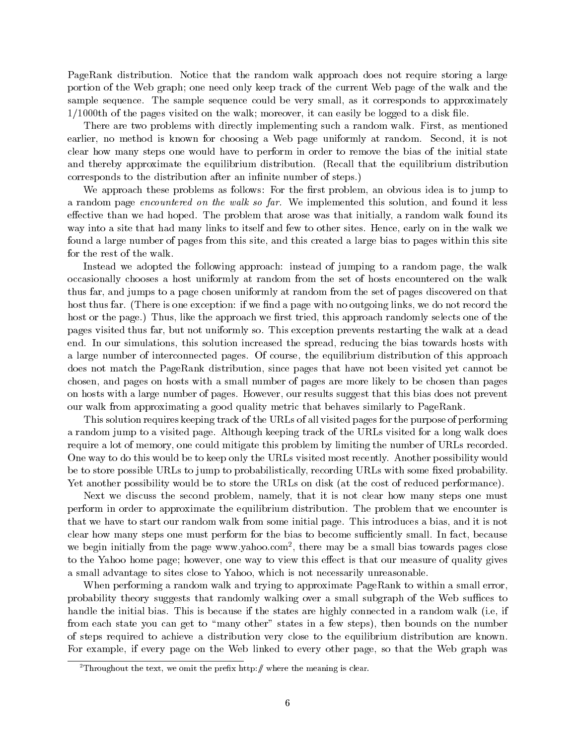PageRank distribution. Notice that the random walk approach does not require storing a large portion of the Web graph; one need only keep track of the current Web page of the walk and the sample sequence. The sample sequence could be very small, as it corresponds to approximately 1/1000th of the pages visited on the walk; moreover, it can easily be logged to a disk file.

There are two problems with directly implementing such a random walk. First, as mentioned earlier, no method is known for choosing a Web page uniformly at random. Second, it is not clear how many steps one would have to perform in order to remove the bias of the initial state and thereby approximate the equilibrium distribution. (Recall that the equilibrium distribution corresponds to the distribution after an infinite number of steps.)

We approach these problems as follows: For the first problem, an obvious idea is to jump to a random page *encountered on the walk so far*. We implemented this solution, and found it less effective than we had hoped. The problem that arose was that initially, a random walk found its way into a site that had many links to itself and few to other sites. Hence, early on in the walk we found a large number of pages from this site, and this created a large bias to pages within this site for the rest of the walk.

Instead we adopted the following approach: instead of jumping to a random page, the walk occasionally chooses a host uniformly at random from the set of hosts encountered on the walk thus far, and jumps to a page chosen uniformly at random from the set of pages discovered on that host thus far. (There is one exception: if we find a page with no outgoing links, we do not record the host or the page.) Thus, like the approach we first tried, this approach randomly selects one of the pages visited thus far, but not uniformly so. This exception prevents restarting the walk at a dead end. In our simulations, this solution increased the spread, reducing the bias towards hosts with a large number of interconnected pages. Of course, the equilibrium distribution of this approach does not match the PageRank distribution, since pages that have not been visited yet cannot be chosen, and pages on hosts with a small number of pages are more likely to be chosen than pages on hosts with a large number of pages. However, our results suggest that this bias does not prevent our walk from approximating a good quality metric that behaves similarly to PageRank.

This solution requires keeping track of the URLs of all visited pages for the purpose of performing a random jump to a visited page. Although keeping track of the URLs visited for a long walk does require a lot of memory, one could mitigate this problem by limiting the number of URLs recorded. One way to do this would be to keep only the URLs visited most recently. Another possibility would be to store possible URLs to jump to probabilistically, recording URLs with some fixed probability. Yet another possibility would be to store the URLs on disk (at the cost of reduced performance).

Next we discuss the second problem, namely, that it is not clear how many steps one must perform in order to approximate the equilibrium distribution. The problem that we encounter is that we have to start our random walk from some initial page. This introduces a bias, and it is not clear how many steps one must perform for the bias to become sufficiently small. In fact, because we begin initially from the page www.yahoo.com[2], there may be a small bias towards pages close to the Yahoo home page; however, one way to view this effect is that our measure of quality gives a small advantage to sites close to Yahoo, which is not necessarily unreasonable.

When performing a random walk and trying to approximate PageRank to within a small error, probability theory suggests that randomly walking over a small subgraph of the Web suffices to handle the initial bias. This is because if the states are highly connected in a random walk (i.e, if from each state you can get to "many other" states in a few steps), then bounds on the number of steps required to achieve a distribution very close to the equilibrium distribution are known. For example, if every page on the Web linked to every other page, so that the Web graph was

[2]Throughout the text, we omit the prefix http:// where the meaning is clear.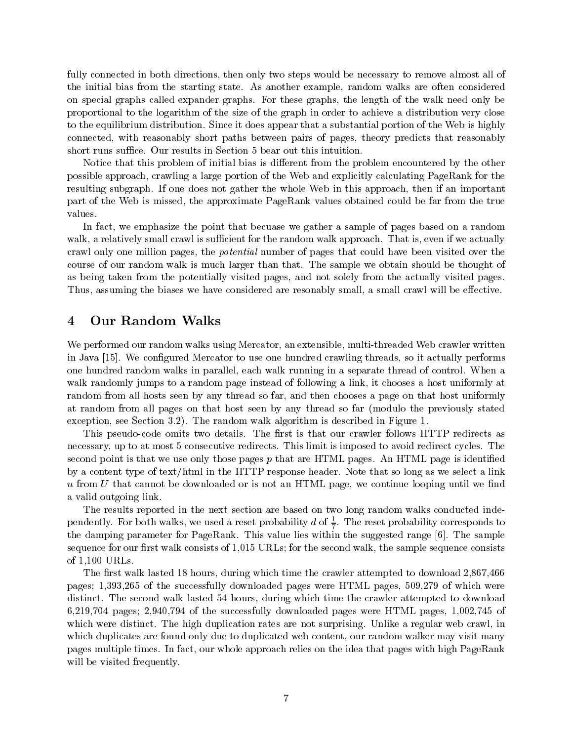fully connected in both directions, then only two steps would be necessary to remove almost all of the initial bias from the starting state. As another example, random walks are often considered on special graphs called expander graphs. For these graphs, the length of the walk need only be proportional to the logarithm of the size of the graph in order to achieve a distribution very close to the equilibrium distribution. Since it does appear that a substantial portion of the Web is highly connected, with reasonably short paths between pairs of pages, theory predicts that reasonably short runs suffice. Our results in Section 5 bear out this intuition.

Notice that this problem of initial bias is different from the problem encountered by the other possible approach, crawling a large portion of the Web and explicitly calculating PageRank for the resulting subgraph. If one does not gather the whole Web in this approach, then if an important part of the Web is missed, the approximate PageRank values obtained could be far from the true values.

In fact, we emphasize the point that becuase we gather a sample of pages based on a random walk, a relatively small crawl is sufficient for the random walk approach. That is, even if we actually crawl only one million pages, the *potential* number of pages that could have been visited over the course of our random walk is much larger than that. The sample we obtain should be thought of as being taken from the potentially visited pages, and not solely from the actually visited pages. Thus, assuming the biases we have considered are resonably small, a small crawl will be effective.

# 4 Our Random Walks

We performed our random walks using Mercator, an extensible, multi-threaded Web crawler written in Java [15]. We configured Mercator to use one hundred crawling threads, so it actually performs one hundred random walks in parallel, each walk running in a separate thread of control. When a walk randomly jumps to a random page instead of following a link, it chooses a host uniformly at random from all hosts seen by any thread so far, and then chooses a page on that host uniformly at random from all pages on that host seen by any thread so far (modulo the previously stated exception, see Section 3.2). The random walk algorithm is described in Figure 1.

This pseudo-code omits two details. The first is that our crawler follows HTTP redirects as necessary, up to at most 5 consecutive redirects. This limit is imposed to avoid redirect cycles. The second point is that we use only those pages $p$ that are HTML pages. An HTML page is identified by a content type of text/html in the HTTP response header. Note that so long as we select a link $u$ from $U$ that cannot be downloaded or is not an HTML page, we continue looping until we find a valid outgoing link.

The results reported in the next section are based on two long random walks conducted independently. For both walks, we used a reset probability $d$ of $\frac{1}{7}$. The reset probability corresponds to the damping parameter for PageRank. This value lies within the suggested range [6]. The sample sequence for our first walk consists of 1,015 URLs; for the second walk, the sample sequence consists of 1,100 URLs.

The first walk lasted 18 hours, during which time the crawler attempted to download 2,867,466 pages; 1,393,265 of the successfully downloaded pages were HTML pages, 509,279 of which were distinct. The second walk lasted 54 hours, during which time the crawler attempted to download 6,219,704 pages; 2,940,794 of the successfully downloaded pages were HTML pages, 1,002,745 of which were distinct. The high duplication rates are not surprising. Unlike a regular web crawl, in which duplicates are found only due to duplicated web content, our random walker may visit many pages multiple times. In fact, our whole approach relies on the idea that pages with high PageRank will be visited frequently.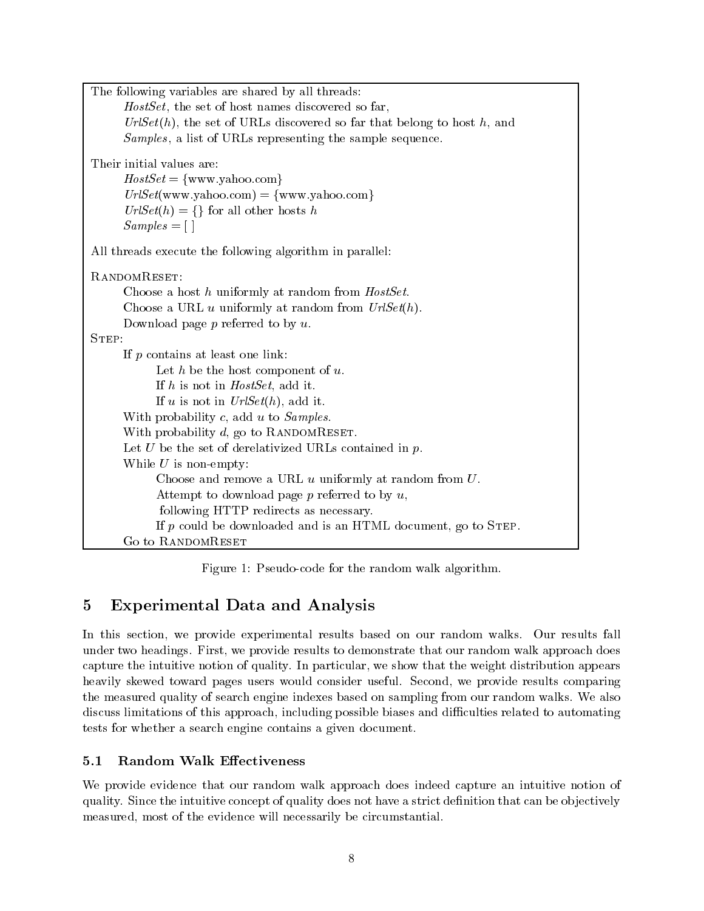```
The following variables are shared by all threads:
    HostSet, the set of host names discovered so far,
    UrlSet(h), the set of URLs discovered so far that belong to host h, and
    Samples, a list of URLs representing the sample sequence.

Their initial values are:
    HostSet = {www.yahoo.com}
    UrlSet(www.yahoo.com) = {www.yahoo.com}
    UrlSet(h) = {} for all other hosts h
    Samples = [ ]

All threads execute the following algorithm in parallel:

RandomReset:
    Choose a host h uniformly at random from HostSet.
    Choose a URL u uniformly at random from UrlSet(h).
    Download page p referred to by u.
Step:
    If p contains at least one link:
        Let h be the host component of u.
        If h is not in HostSet, add it.
        If u is not in UrlSet(h), add it.
    With probability c, add u to Samples.
    With probability d, go to RandomReset.
    Let U be the set of derelativized URLs contained in p.
    While U is non-empty:
        Choose and remove a URL u uniformly at random from U.
        Attempt to download page p referred to by u,
         following HTTP redirects as necessary.
        If p could be downloaded and is an HTML document, go to Step.
    Go to RandomReset
```

Figure 1: Pseudo-code for the random walk algorithm.

## 5 Experimental Data and Analysis

In this section, we provide experimental results based on our random walks. Our results fall under two headings. First, we provide results to demonstrate that our random walk approach does capture the intuitive notion of quality. In particular, we show that the weight distribution appears heavily skewed toward pages users would consider useful. Second, we provide results comparing the measured quality of search engine indexes based on sampling from our random walks. We also discuss limitations of this approach, including possible biases and difficulties related to automating tests for whether a search engine contains a given document.

### 5.1 Random Walk Effectiveness

We provide evidence that our random walk approach does indeed capture an intuitive notion of quality. Since the intuitive concept of quality does not have a strict definition that can be objectively measured, most of the evidence will necessarily be circumstantial.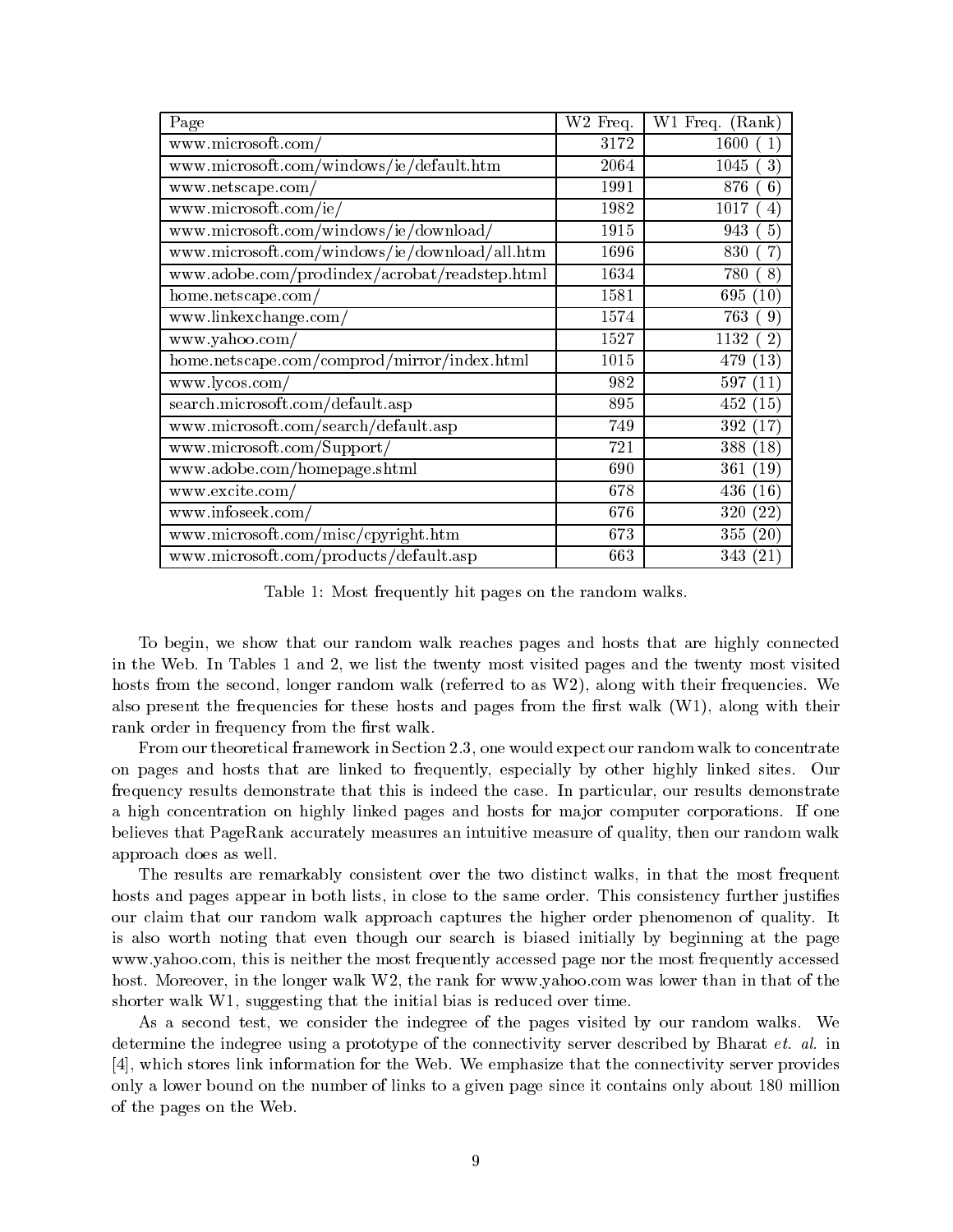| Page | W2 Freq. | W1 Freq. (Rank) |
|---|---|---|
| www.microsoft.com/ | 3172 | 1600 ( 1) |
| www.microsoft.com/windows/ie/default.htm | 2064 | 1045 ( 3) |
| www.netscape.com/ | 1991 | 876 ( 6) |
| www.microsoft.com/ie/ | 1982 | 1017 ( 4) |
| www.microsoft.com/windows/ie/download/ | 1915 | 943 ( 5) |
| www.microsoft.com/windows/ie/download/all.htm | 1696 | 830 ( 7) |
| www.adobe.com/prodindex/acrobat/readstep.html | 1634 | 780 ( 8) |
| home.netscape.com/ | 1581 | 695 (10) |
| www.linkexchange.com/ | 1574 | 763 ( 9) |
| www.yahoo.com/ | 1527 | 1132 ( 2) |
| home.netscape.com/comprod/mirror/index.html | 1015 | 479 (13) |
| www.lycos.com/ | 982 | 597 (11) |
| search.microsoft.com/default.asp | 895 | 452 (15) |
| www.microsoft.com/search/default.asp | 749 | 392 (17) |
| www.microsoft.com/Support/ | 721 | 388 (18) |
| www.adobe.com/homepage.shtml | 690 | 361 (19) |
| www.excite.com/ | 678 | 436 (16) |
| www.infoseek.com/ | 676 | 320 (22) |
| www.microsoft.com/misc/cpyright.htm | 673 | 355 (20) |
| www.microsoft.com/products/default.asp | 663 | 343 (21) |

Table 1: Most frequently hit pages on the random walks.

To begin, we show that our random walk reaches pages and hosts that are highly connected in the Web. In Tables 1 and 2, we list the twenty most visited pages and the twenty most visited hosts from the second, longer random walk (referred to as W2), along with their frequencies. We also present the frequencies for these hosts and pages from the first walk (W1), along with their rank order in frequency from the first walk.

From our theoretical framework in Section 2.3, one would expect our random walk to concentrate on pages and hosts that are linked to frequently, especially by other highly linked sites. Our frequency results demonstrate that this is indeed the case. In particular, our results demonstrate a high concentration on highly linked pages and hosts for major computer corporations. If one believes that PageRank accurately measures an intuitive measure of quality, then our random walk approach does as well.

The results are remarkably consistent over the two distinct walks, in that the most frequent hosts and pages appear in both lists, in close to the same order. This consistency further justifies our claim that our random walk approach captures the higher order phenomenon of quality. It is also worth noting that even though our search is biased initially by beginning at the page www.yahoo.com, this is neither the most frequently accessed page nor the most frequently accessed host. Moreover, in the longer walk W2, the rank for www.yahoo.com was lower than in that of the shorter walk W1, suggesting that the initial bias is reduced over time.

As a second test, we consider the indegree of the pages visited by our random walks. We determine the indegree using a prototype of the connectivity server described by Bharat *et. al.* in [4], which stores link information for the Web. We emphasize that the connectivity server provides only a lower bound on the number of links to a given page since it contains only about 180 million of the pages on the Web.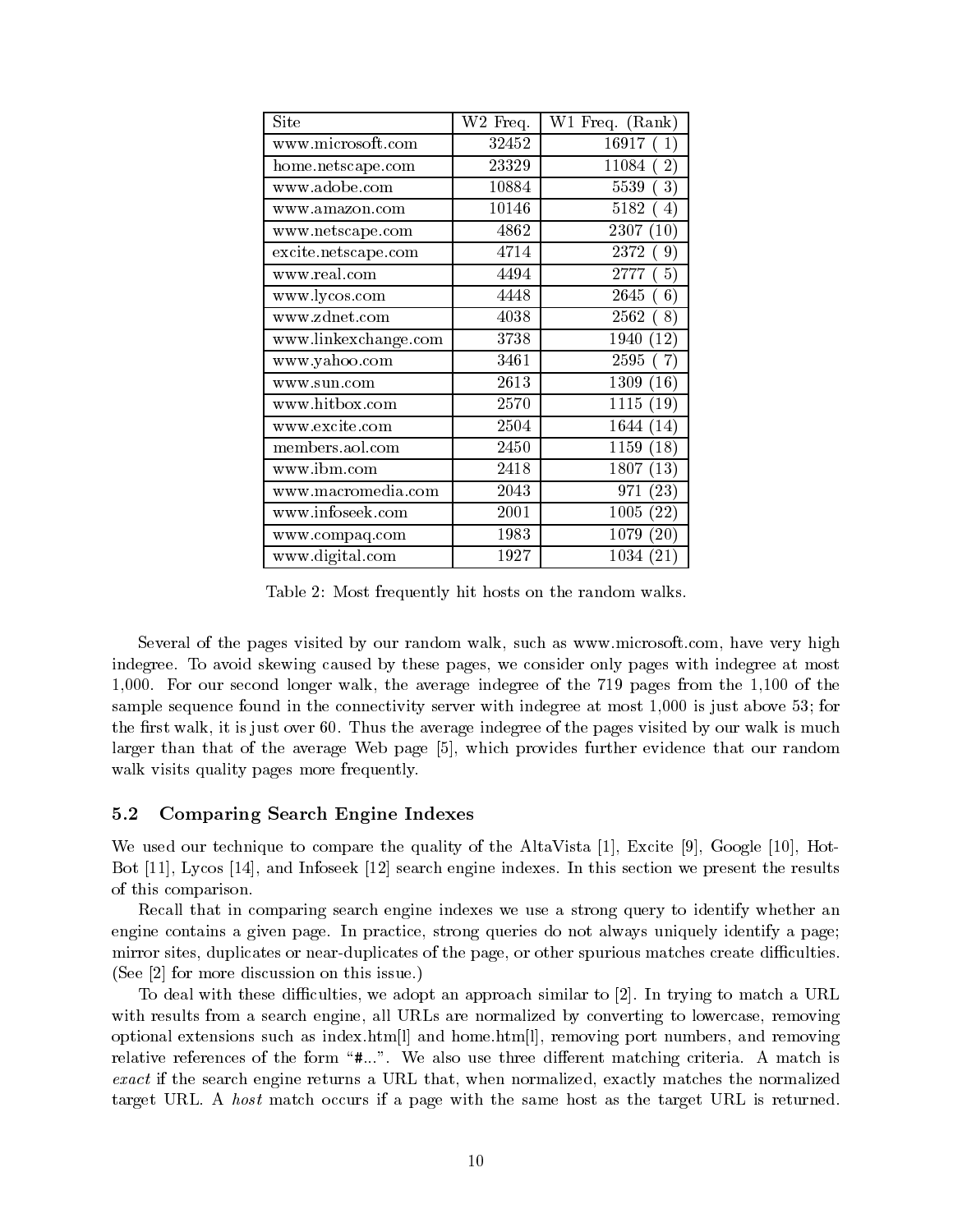| Site | W2 Freq. | W1 Freq. (Rank) |
|---|---|---|
| www.microsoft.com | 32452 | 16917 ( 1) |
| home.netscape.com | 23329 | 11084 ( 2) |
| www.adobe.com | 10884 | 5539 ( 3) |
| www.amazon.com | 10146 | 5182 ( 4) |
| www.netscape.com | 4862 | 2307 (10) |
| excite.netscape.com | 4714 | 2372 ( 9) |
| www.real.com | 4494 | 2777 ( 5) |
| www.lycos.com | 4448 | 2645 ( 6) |
| www.zdnet.com | 4038 | 2562 ( 8) |
| www.linkexchange.com | 3738 | 1940 (12) |
| www.yahoo.com | 3461 | 2595 ( 7) |
| www.sun.com | 2613 | 1309 (16) |
| www.hitbox.com | 2570 | 1115 (19) |
| www.excite.com | 2504 | 1644 (14) |
| members.aol.com | 2450 | 1159 (18) |
| www.ibm.com | 2418 | 1807 (13) |
| www.macromedia.com | 2043 | 971 (23) |
| www.infoseek.com | 2001 | 1005 (22) |
| www.compaq.com | 1983 | 1079 (20) |
| www.digital.com | 1927 | 1034 (21) |

Table 2: Most frequently hit hosts on the random walks.

Several of the pages visited by our random walk, such as www.microsoft.com, have very high indegree. To avoid skewing caused by these pages, we consider only pages with indegree at most 1,000. For our second longer walk, the average indegree of the 719 pages from the 1,100 of the sample sequence found in the connectivity server with indegree at most 1,000 is just above 53; for the first walk, it is just over 60. Thus the average indegree of the pages visited by our walk is much larger than that of the average Web page [5], which provides further evidence that our random walk visits quality pages more frequently.

### 5.2 Comparing Search Engine Indexes

We used our technique to compare the quality of the AltaVista [1], Excite [9], Google [10], HotBot [11], Lycos [14], and Infoseek [12] search engine indexes. In this section we present the results of this comparison.

Recall that in comparing search engine indexes we use a strong query to identify whether an engine contains a given page. In practice, strong queries do not always uniquely identify a page; mirror sites, duplicates or near-duplicates of the page, or other spurious matches create difficulties. (See [2] for more discussion on this issue.)

To deal with these difficulties, we adopt an approach similar to [2]. In trying to match a URL with results from a search engine, all URLs are normalized by converting to lowercase, removing optional extensions such as index.htm[l] and home.htm[l], removing port numbers, and removing relative references of the form "#...". We also use three different matching criteria. A match is *exact* if the search engine returns a URL that, when normalized, exactly matches the normalized target URL. A *host* match occurs if a page with the same host as the target URL is returned.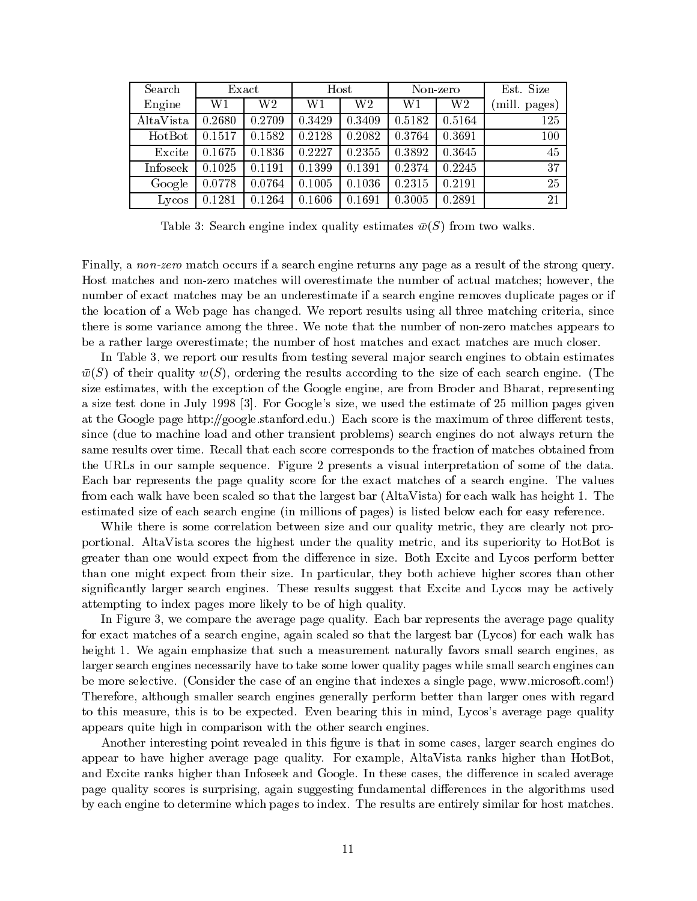| Search Engine | Exact | | Host | | Non-zero | | Est. Size (mill. pages) |
|---|---|---|---|---|---|---|---|
| | W1 | W2 | W1 | W2 | W1 | W2 | |
| AltaVista | 0.2680 | 0.2709 | 0.3429 | 0.3409 | 0.5182 | 0.5164 | 125 |
| HotBot | 0.1517 | 0.1582 | 0.2128 | 0.2082 | 0.3764 | 0.3691 | 100 |
| Excite | 0.1675 | 0.1836 | 0.2227 | 0.2355 | 0.3892 | 0.3645 | 45 |
| Infoseek | 0.1025 | 0.1191 | 0.1399 | 0.1391 | 0.2374 | 0.2245 | 37 |
| Google | 0.0778 | 0.0764 | 0.1005 | 0.1036 | 0.2315 | 0.2191 | 25 |
| Lycos | 0.1281 | 0.1264 | 0.1606 | 0.1691 | 0.3005 | 0.2891 | 21 |

Table 3: Search engine index quality estimates $\bar{w}(S)$ from two walks.

Finally, a *non-zero* match occurs if a search engine returns any page as a result of the strong query. Host matches and non-zero matches will overestimate the number of actual matches; however, the number of exact matches may be an underestimate if a search engine removes duplicate pages or if the location of a Web page has changed. We report results using all three matching criteria, since there is some variance among the three. We note that the number of non-zero matches appears to be a rather large overestimate; the number of host matches and exact matches are much closer.

In Table 3, we report our results from testing several major search engines to obtain estimates $\bar{w}(S)$ of their quality $w(S)$, ordering the results according to the size of each search engine. (The size estimates, with the exception of the Google engine, are from Broder and Bharat, representing a size test done in July 1998 [3]. For Google's size, we used the estimate of 25 million pages given at the Google page http://google.stanford.edu.) Each score is the maximum of three different tests, since (due to machine load and other transient problems) search engines do not always return the same results over time. Recall that each score corresponds to the fraction of matches obtained from the URLs in our sample sequence. Figure 2 presents a visual interpretation of some of the data. Each bar represents the page quality score for the exact matches of a search engine. The values from each walk have been scaled so that the largest bar (AltaVista) for each walk has height 1. The estimated size of each search engine (in millions of pages) is listed below each for easy reference.

While there is some correlation between size and our quality metric, they are clearly not proportional. AltaVista scores the highest under the quality metric, and its superiority to HotBot is greater than one would expect from the difference in size. Both Excite and Lycos perform better than one might expect from their size. In particular, they both achieve higher scores than other significantly larger search engines. These results suggest that Excite and Lycos may be actively attempting to index pages more likely to be of high quality.

In Figure 3, we compare the average page quality. Each bar represents the average page quality for exact matches of a search engine, again scaled so that the largest bar (Lycos) for each walk has height 1. We again emphasize that such a measurement naturally favors small search engines, as larger search engines necessarily have to take some lower quality pages while small search engines can be more selective. (Consider the case of an engine that indexes a single page, www.microsoft.com!) Therefore, although smaller search engines generally perform better than larger ones with regard to this measure, this is to be expected. Even bearing this in mind, Lycos's average page quality appears quite high in comparison with the other search engines.

Another interesting point revealed in this figure is that in some cases, larger search engines do appear to have higher average page quality. For example, AltaVista ranks higher than HotBot, and Excite ranks higher than Infoseek and Google. In these cases, the difference in scaled average page quality scores is surprising, again suggesting fundamental differences in the algorithms used by each engine to determine which pages to index. The results are entirely similar for host matches.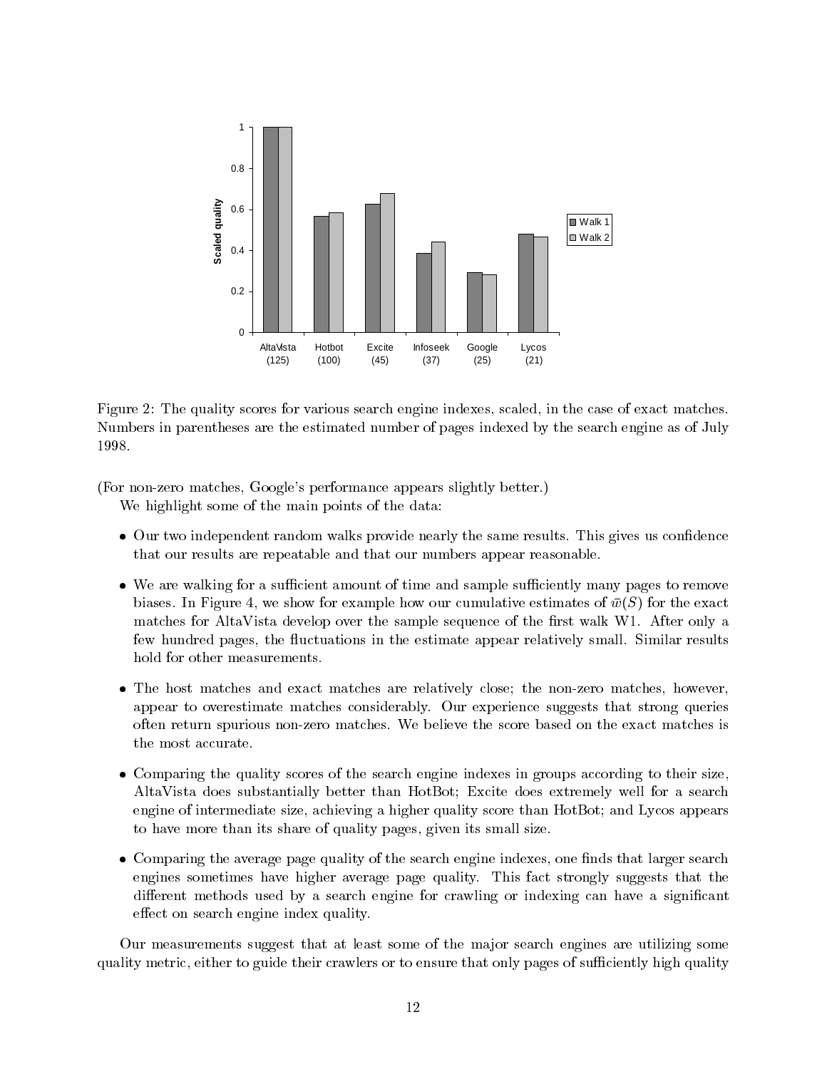Figure 2: The quality scores for various search engine indexes, scaled, in the case of exact matches. Numbers in parentheses are the estimated number of pages indexed by the search engine as of July 1998.

(For non-zero matches, Google's performance appears slightly better.)

We highlight some of the main points of the data:

- Our two independent random walks provide nearly the same results. This gives us confidence that our results are repeatable and that our numbers appear reasonable.
- We are walking for a sufficient amount of time and sample sufficiently many pages to remove biases. In Figure 4, we show for example how our cumulative estimates of $\bar{w}(S)$ for the exact matches for AltaVista develop over the sample sequence of the first walk W1. After only a few hundred pages, the fluctuations in the estimate appear relatively small. Similar results hold for other measurements.
- The host matches and exact matches are relatively close; the non-zero matches, however, appear to overestimate matches considerably. Our experience suggests that strong queries often return spurious non-zero matches. We believe the score based on the exact matches is the most accurate.
- Comparing the quality scores of the search engine indexes in groups according to their size, AltaVista does substantially better than HotBot; Excite does extremely well for a search engine of intermediate size, achieving a higher quality score than HotBot; and Lycos appears to have more than its share of quality pages, given its small size.
- Comparing the average page quality of the search engine indexes, one finds that larger search engines sometimes have higher average page quality. This fact strongly suggests that the different methods used by a search engine for crawling or indexing can have a significant effect on search engine index quality.

Our measurements suggest that at least some of the major search engines are utilizing some quality metric, either to guide their crawlers or to ensure that only pages of sufficiently high quality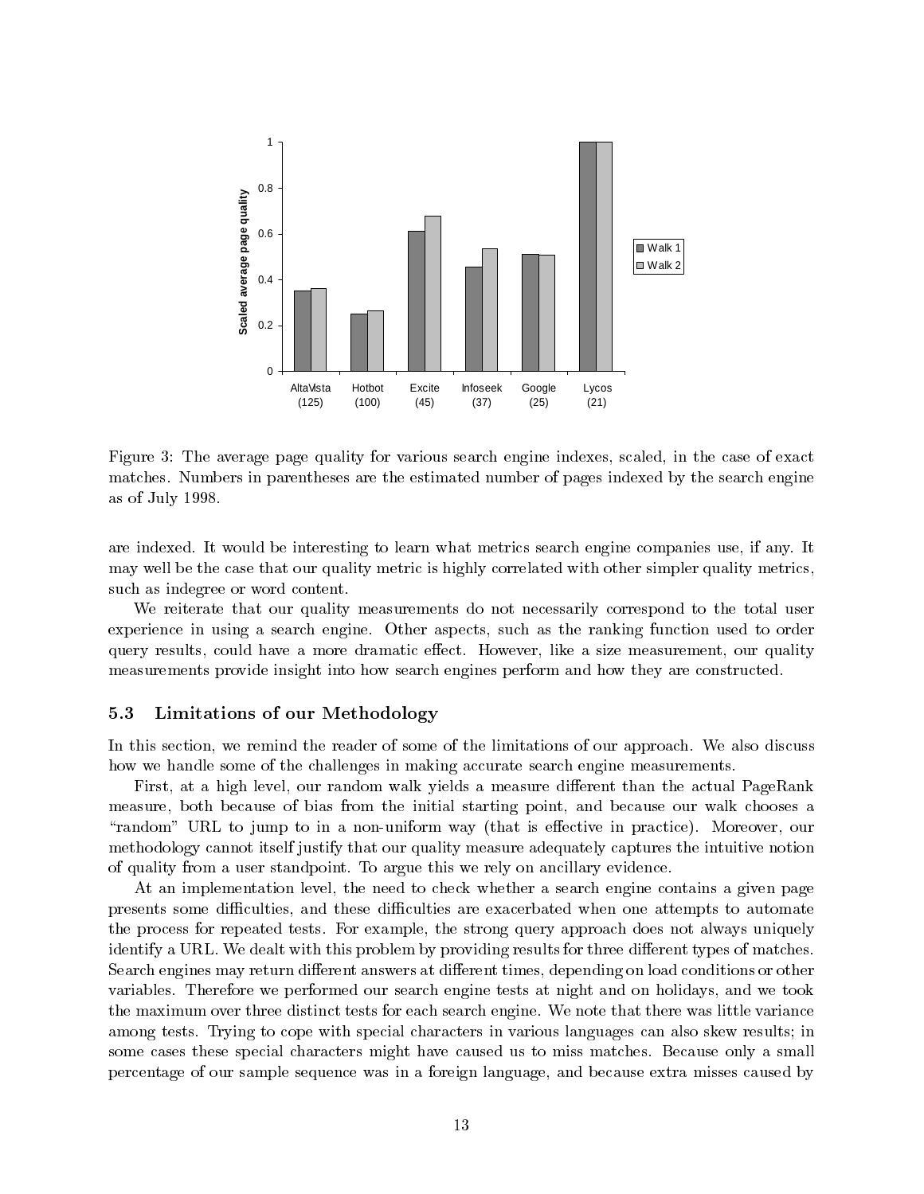Figure 3: The average page quality for various search engine indexes, scaled, in the case of exact matches. Numbers in parentheses are the estimated number of pages indexed by the search engine as of July 1998.

are indexed. It would be interesting to learn what metrics search engine companies use, if any. It may well be the case that our quality metric is highly correlated with other simpler quality metrics, such as indegree or word content.

We reiterate that our quality measurements do not necessarily correspond to the total user experience in using a search engine. Other aspects, such as the ranking function used to order query results, could have a more dramatic effect. However, like a size measurement, our quality measurements provide insight into how search engines perform and how they are constructed.

### 5.3 Limitations of our Methodology

In this section, we remind the reader of some of the limitations of our approach. We also discuss how we handle some of the challenges in making accurate search engine measurements.

First, at a high level, our random walk yields a measure different than the actual PageRank measure, both because of bias from the initial starting point, and because our walk chooses a "random" URL to jump to in a non-uniform way (that is effective in practice). Moreover, our methodology cannot itself justify that our quality measure adequately captures the intuitive notion of quality from a user standpoint. To argue this we rely on ancillary evidence.

At an implementation level, the need to check whether a search engine contains a given page presents some difficulties, and these difficulties are exacerbated when one attempts to automate the process for repeated tests. For example, the strong query approach does not always uniquely identify a URL. We dealt with this problem by providing results for three different types of matches. Search engines may return different answers at different times, depending on load conditions or other variables. Therefore we performed our search engine tests at night and on holidays, and we took the maximum over three distinct tests for each search engine. We note that there was little variance among tests. Trying to cope with special characters in various languages can also skew results; in some cases these special characters might have caused us to miss matches. Because only a small percentage of our sample sequence was in a foreign language, and because extra misses caused by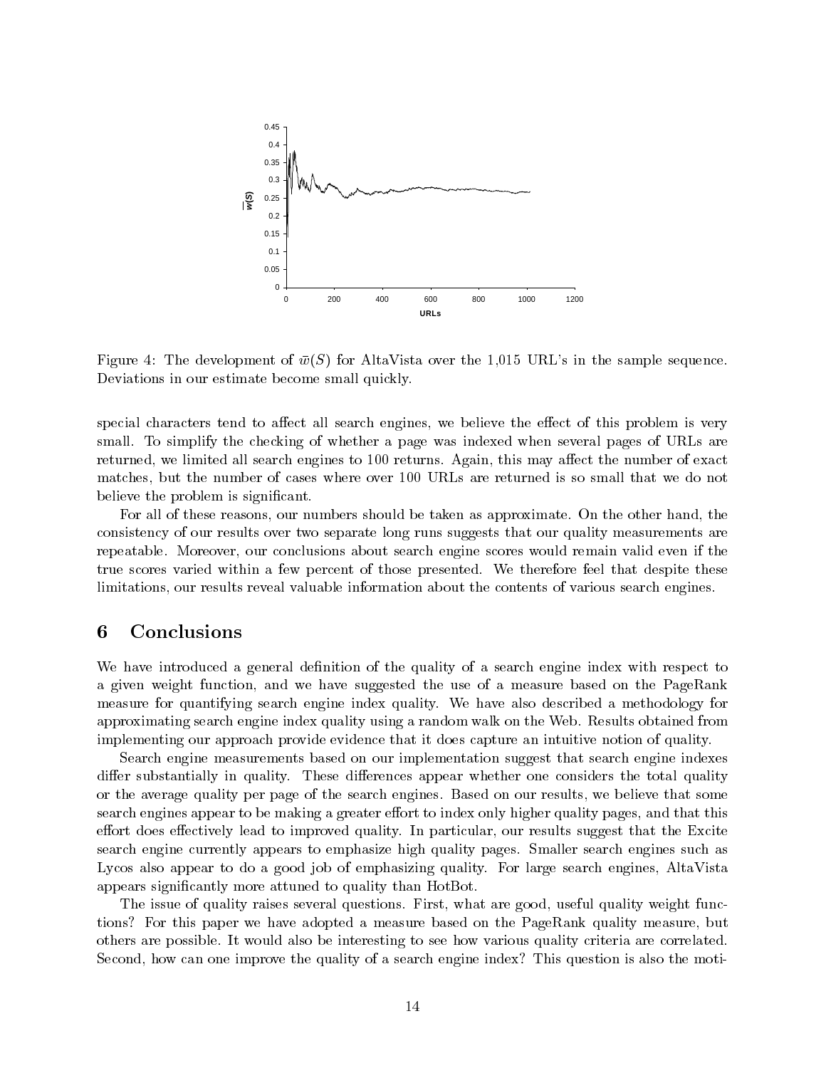Figure 4: The development of $\bar{w}(S)$ for AltaVista over the 1,015 URL's in the sample sequence. Deviations in our estimate become small quickly.

special characters tend to affect all search engines, we believe the effect of this problem is very small. To simplify the checking of whether a page was indexed when several pages of URLs are returned, we limited all search engines to 100 returns. Again, this may affect the number of exact matches, but the number of cases where over 100 URLs are returned is so small that we do not believe the problem is significant.

For all of these reasons, our numbers should be taken as approximate. On the other hand, the consistency of our results over two separate long runs suggests that our quality measurements are repeatable. Moreover, our conclusions about search engine scores would remain valid even if the true scores varied within a few percent of those presented. We therefore feel that despite these limitations, our results reveal valuable information about the contents of various search engines.

# 6 Conclusions

We have introduced a general definition of the quality of a search engine index with respect to a given weight function, and we have suggested the use of a measure based on the PageRank measure for quantifying search engine index quality. We have also described a methodology for approximating search engine index quality using a random walk on the Web. Results obtained from implementing our approach provide evidence that it does capture an intuitive notion of quality.

Search engine measurements based on our implementation suggest that search engine indexes differ substantially in quality. These differences appear whether one considers the total quality or the average quality per page of the search engines. Based on our results, we believe that some search engines appear to be making a greater effort to index only higher quality pages, and that this effort does effectively lead to improved quality. In particular, our results suggest that the Excite search engine currently appears to emphasize high quality pages. Smaller search engines such as Lycos also appear to do a good job of emphasizing quality. For large search engines, AltaVista appears significantly more attuned to quality than HotBot.

The issue of quality raises several questions. First, what are good, useful quality weight functions? For this paper we have adopted a measure based on the PageRank quality measure, but others are possible. It would also be interesting to see how various quality criteria are correlated. Second, how can one improve the quality of a search engine index? This question is also the moti-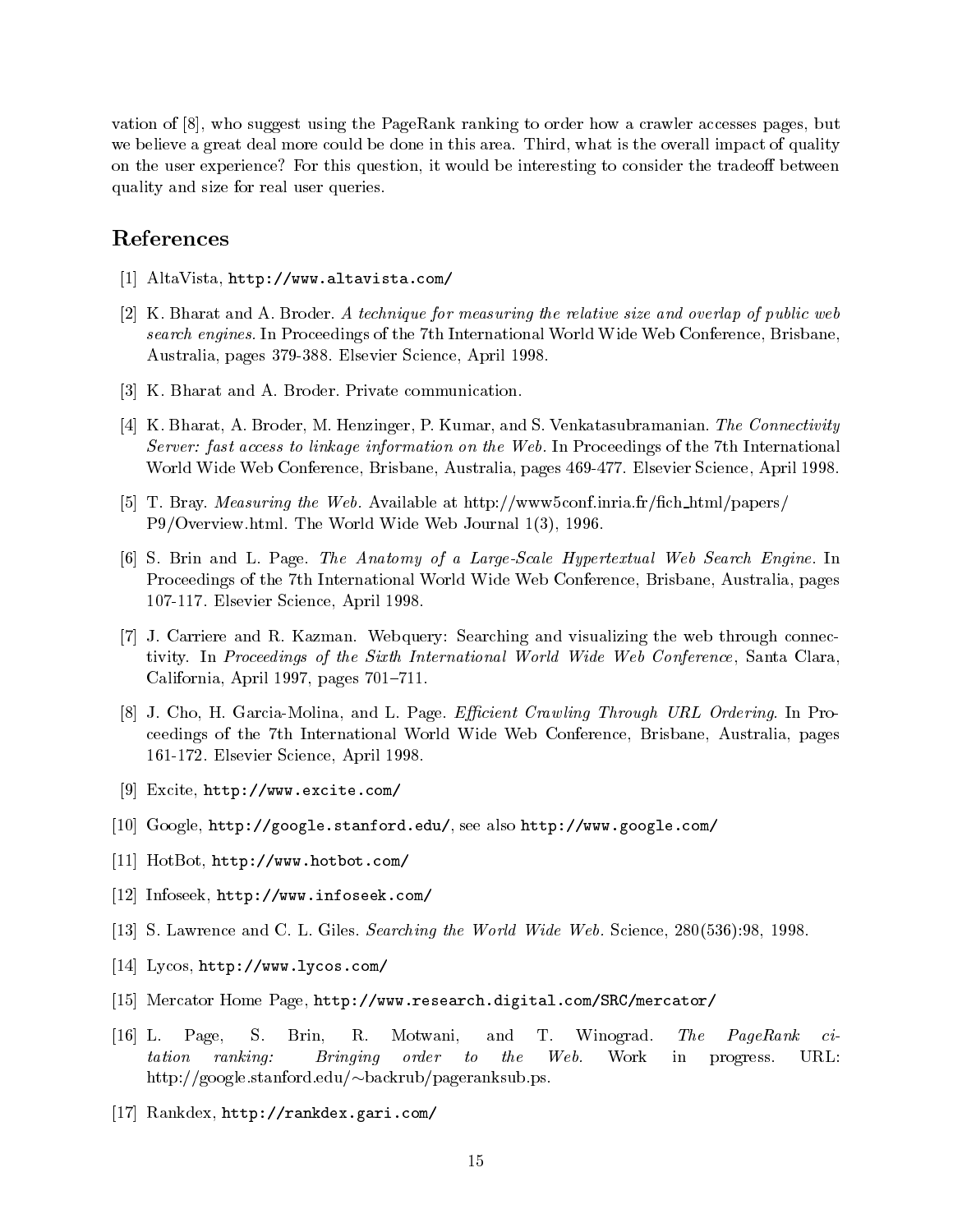vation of [8], who suggest using the PageRank ranking to order how a crawler accesses pages, but we believe a great deal more could be done in this area. Third, what is the overall impact of quality on the user experience? For this question, it would be interesting to consider the tradeoff between quality and size for real user queries.

## References

[1] AltaVista, `http://www.altavista.com/`

[2] K. Bharat and A. Broder. *A technique for measuring the relative size and overlap of public web search engines.* In Proceedings of the 7th International World Wide Web Conference, Brisbane, Australia, pages 379-388. Elsevier Science, April 1998.

[3] K. Bharat and A. Broder. Private communication.

[4] K. Bharat, A. Broder, M. Henzinger, P. Kumar, and S. Venkatasubramanian. *The Connectivity Server: fast access to linkage information on the Web.* In Proceedings of the 7th International World Wide Web Conference, Brisbane, Australia, pages 469-477. Elsevier Science, April 1998.

[5] T. Bray. *Measuring the Web.* Available at http://www5conf.inria.fr/fich_html/papers/P9/Overview.html. The World Wide Web Journal 1(3), 1996.

[6] S. Brin and L. Page. *The Anatomy of a Large-Scale Hypertextual Web Search Engine.* In Proceedings of the 7th International World Wide Web Conference, Brisbane, Australia, pages 107-117. Elsevier Science, April 1998.

[7] J. Carriere and R. Kazman. Webquery: Searching and visualizing the web through connectivity. In *Proceedings of the Sixth International World Wide Web Conference*, Santa Clara, California, April 1997, pages 701–711.

[8] J. Cho, H. Garcia-Molina, and L. Page. *Efficient Crawling Through URL Ordering.* In Proceedings of the 7th International World Wide Web Conference, Brisbane, Australia, pages 161-172. Elsevier Science, April 1998.

[9] Excite, `http://www.excite.com/`

[10] Google, `http://google.stanford.edu/`, see also `http://www.google.com/`

[11] HotBot, `http://www.hotbot.com/`

[12] Infoseek, `http://www.infoseek.com/`

[13] S. Lawrence and C. L. Giles. *Searching the World Wide Web.* Science, 280(536):98, 1998.

[14] Lycos, `http://www.lycos.com/`

[15] Mercator Home Page, `http://www.research.digital.com/SRC/mercator/`

[16] L. Page, S. Brin, R. Motwani, and T. Winograd. *The PageRank citation ranking: Bringing order to the Web.* Work in progress. URL: http://google.stanford.edu/~backrub/pageranksub.ps.

[17] Rankdex, `http://rankdex.gari.com/`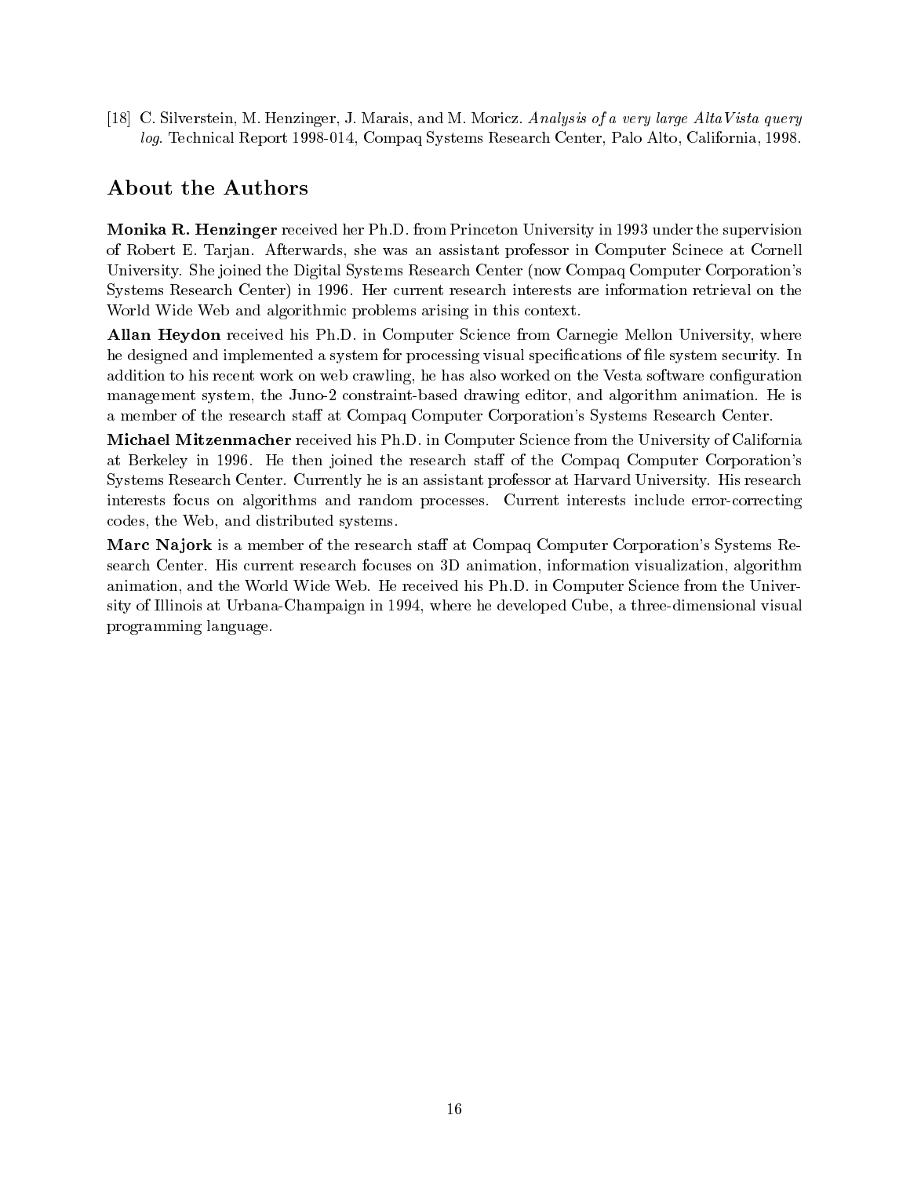[18] C. Silverstein, M. Henzinger, J. Marais, and M. Moricz. *Analysis of a very large AltaVista query log.* Technical Report 1998-014, Compaq Systems Research Center, Palo Alto, California, 1998.

## About the Authors

**Monika R. Henzinger** received her Ph.D. from Princeton University in 1993 under the supervision of Robert E. Tarjan. Afterwards, she was an assistant professor in Computer Scinece at Cornell University. She joined the Digital Systems Research Center (now Compaq Computer Corporation's Systems Research Center) in 1996. Her current research interests are information retrieval on the World Wide Web and algorithmic problems arising in this context.

**Allan Heydon** received his Ph.D. in Computer Science from Carnegie Mellon University, where he designed and implemented a system for processing visual specifications of file system security. In addition to his recent work on web crawling, he has also worked on the Vesta software configuration management system, the Juno-2 constraint-based drawing editor, and algorithm animation. He is a member of the research staff at Compaq Computer Corporation's Systems Research Center.

**Michael Mitzenmacher** received his Ph.D. in Computer Science from the University of California at Berkeley in 1996. He then joined the research staff of the Compaq Computer Corporation's Systems Research Center. Currently he is an assistant professor at Harvard University. His research interests focus on algorithms and random processes. Current interests include error-correcting codes, the Web, and distributed systems.

**Marc Najork** is a member of the research staff at Compaq Computer Corporation's Systems Research Center. His current research focuses on 3D animation, information visualization, algorithm animation, and the World Wide Web. He received his Ph.D. in Computer Science from the University of Illinois at Urbana-Champaign in 1994, where he developed Cube, a three-dimensional visual programming language.